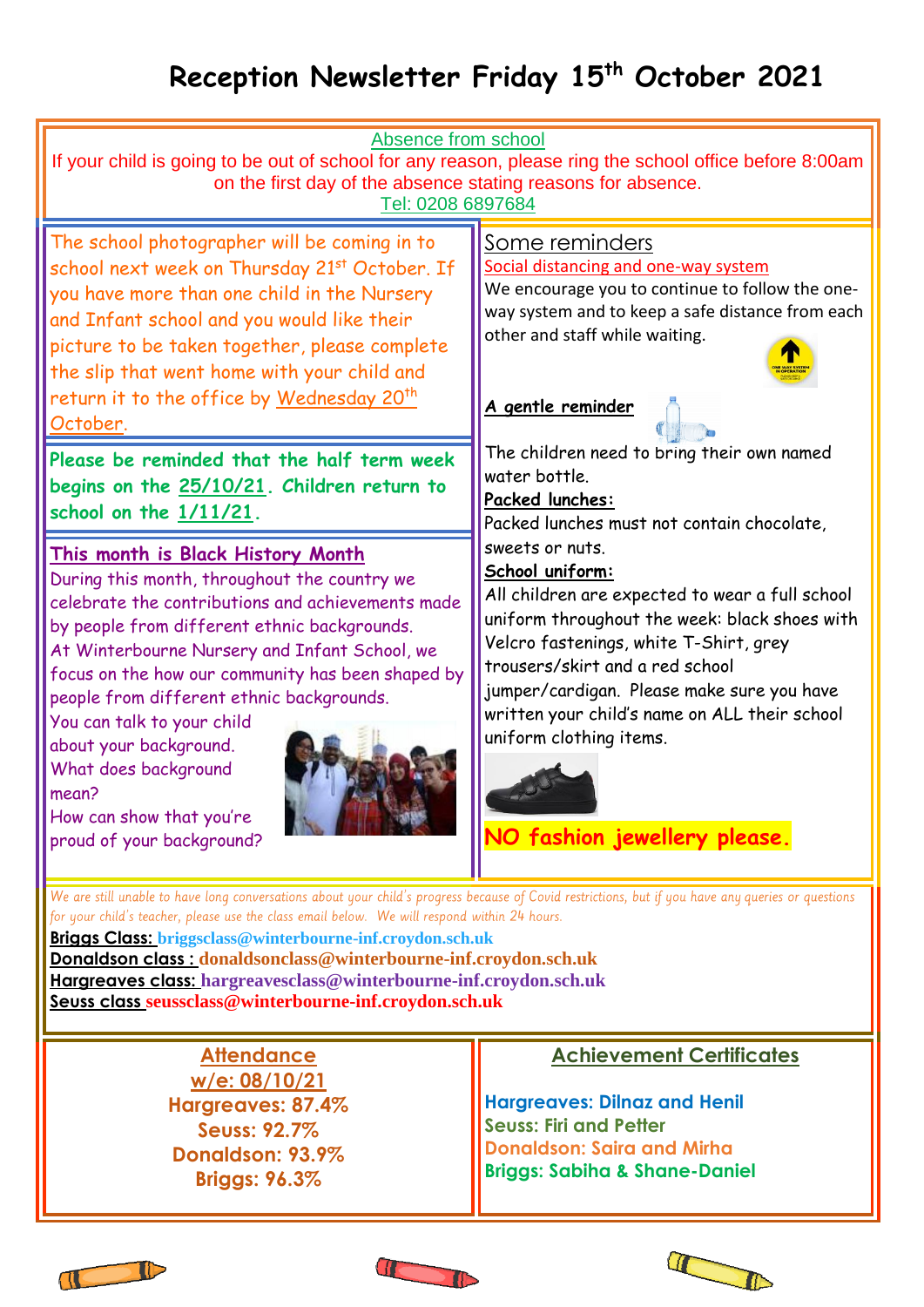# Reception Newsletter Friday 15th October 2021

## Absence from school

If your child is going to be out of school for any reason, please ring the school office before 8:00am on the first day of the absence stating reasons for absence.

Tel: 0208 6897684

The school photographer will be coming in to school next week on Thursday 21st October. If you have more than one child in the Nursery and Infant school and you would like their picture to be taken together, please complete the slip that went home with your child and return it to the office by Wednesday 20th October.

**Please be reminded that the half term week begins on the 25/10/21. Children return to school on the 1/11/21.**

### This month is Black History Month

During this month, throughout the country we celebrate the contributions and achievements made by people from different ethnic backgrounds.

At Winterbourne Nursery and Infant School, we focus on the how our community has been shaped by people from different ethnic backgrounds.

You can talk to your child about your background.

What does background mean?

How can show that you're proud of your background?

## Some reminders

Social distancing and one-way system

We encourage you to continue to follow the one-way system and to keep a safe distance from each other and staff while waiting.

**A gentle reminder**

The children need to bring their own named water bottle.

**Packed lunches:**

Packed lunches must not contain chocolate, sweets or nuts.

**School uniform:**

All children are expected to wear a full school uniform throughout the week: black shoes with Velcro fastenings, white T-Shirt, grey trousers/skirt and a red school jumper/cardigan. Please make sure you have written your child's name on ALL their school uniform clothing items.

**NO fashion jewellery please.**

*We are still unable to have long conversations about your child's progress because of Covid restrictions, but if you have any queries or questions for your child's teacher, please use the class email below. We will respond within 24 hours.*

**Briggs Class:** briggsclass@winterbourne-inf.croydon.sch.uk
**Donaldson class :** donaldsonclass@winterbourne-inf.croydon.sch.uk
**Hargreaves class:** hargreavesclass@winterbourne-inf.croydon.sch.uk
**Seuss class** seussclass@winterbourne-inf.croydon.sch.uk

## Attendance

**w/e: 08/10/21**

**Hargreaves: 87.4%**
**Seuss: 92.7%**
**Donaldson: 93.9%**
**Briggs: 96.3%**

## Achievement Certificates

**Hargreaves: Dilnaz and Henil**
**Seuss: Firi and Petter**
**Donaldson: Saira and Mirha**
**Briggs: Sabiha & Shane-Daniel**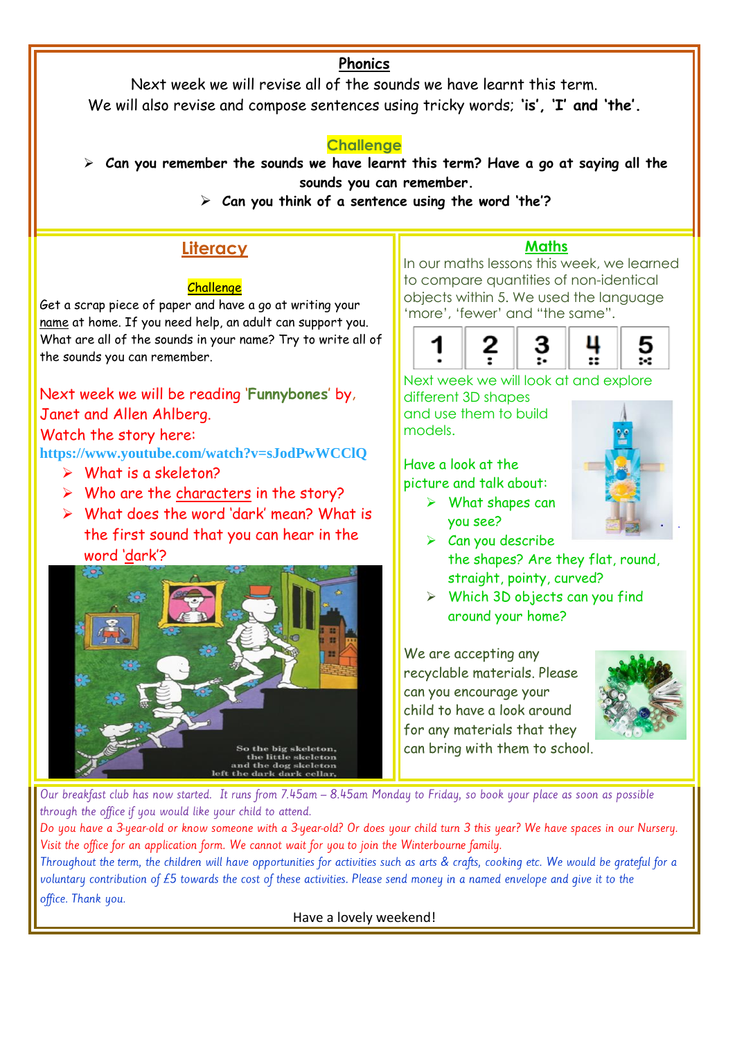## Phonics

Next week we will revise all of the sounds we have learnt this term.
We will also revise and compose sentences using tricky words; **'is', 'I' and 'the'.**

**Challenge**

- **Can you remember the sounds we have learnt this term? Have a go at saying all the sounds you can remember.**
- **Can you think of a sentence using the word 'the'?**

## Literacy

**Challenge**

Get a scrap piece of paper and have a go at writing your name at home. If you need help, an adult can support you. What are all of the sounds in your name? Try to write all of the sounds you can remember.

Next week we will be reading '**Funnybones**' by, Janet and Allen Ahlberg.
Watch the story here:
**https://www.youtube.com/watch?v=sJodPwWCClQ**

- What is a skeleton?
- Who are the characters in the story?
- What does the word 'dark' mean? What is the first sound that you can hear in the word 'dark'?

So the big skeleton, the little skeleton and the dog skeleton left the dark dark cellar.

## Maths

In our maths lessons this week, we learned to compare quantities of non-identical objects within 5. We used the language 'more', 'fewer' and "the same".

1 2 3 4 5

Next week we will look at and explore different 3D shapes and use them to build models.

Have a look at the picture and talk about:

- What shapes can you see?
- Can you describe the shapes? Are they flat, round, straight, pointy, curved?
- Which 3D objects can you find around your home?

We are accepting any recyclable materials. Please can you encourage your child to have a look around for any materials that they can bring with them to school.

*Our breakfast club has now started. It runs from 7.45am – 8.45am Monday to Friday, so book your place as soon as possible through the office if you would like your child to attend.*

*Do you have a 3-year-old or know someone with a 3-year-old? Or does your child turn 3 this year? We have spaces in our Nursery. Visit the office for an application form. We cannot wait for you to join the Winterbourne family.*

*Throughout the term, the children will have opportunities for activities such as arts & crafts, cooking etc. We would be grateful for a voluntary contribution of £5 towards the cost of these activities. Please send money in a named envelope and give it to the office. Thank you.*

Have a lovely weekend!